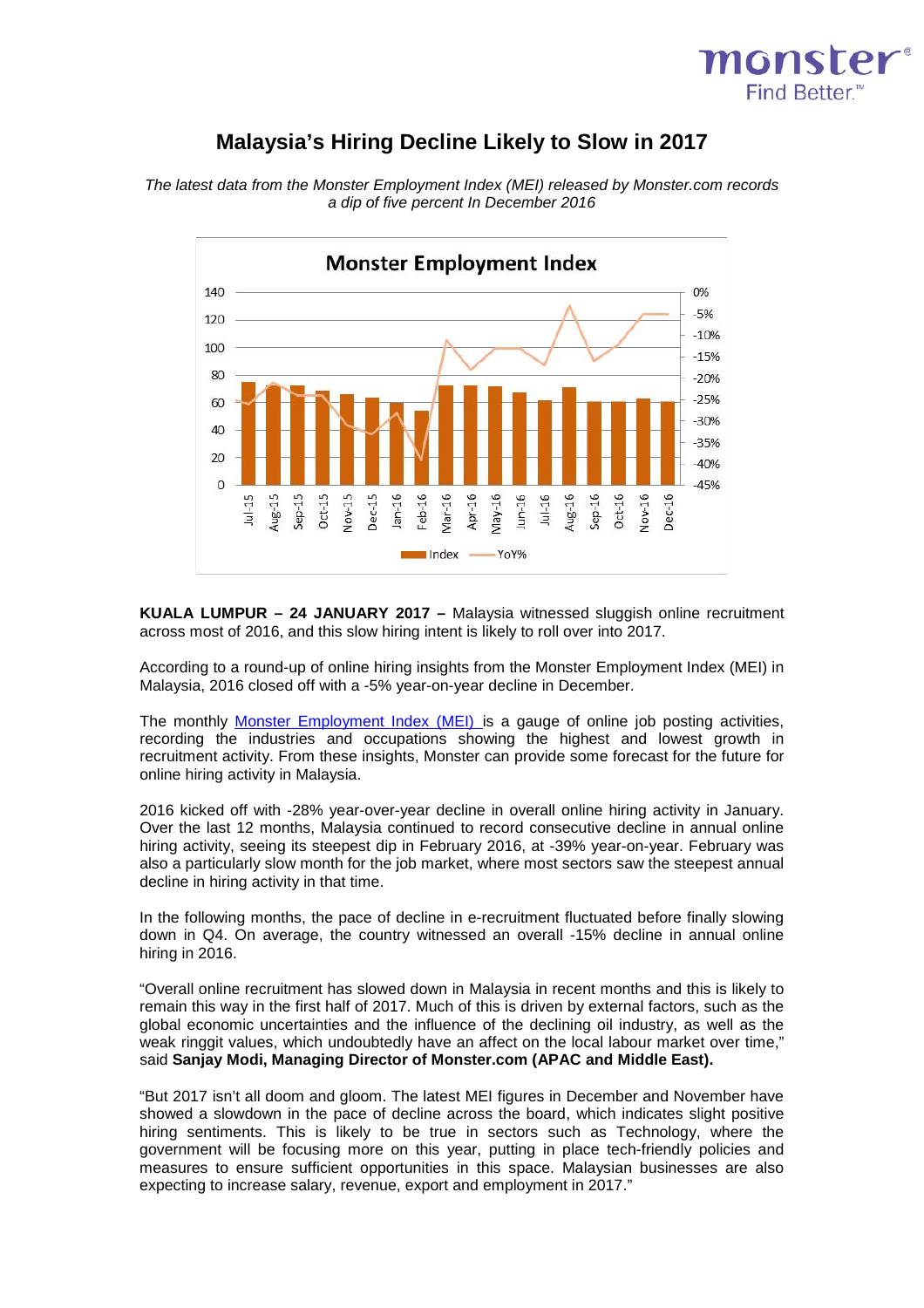# Malaysia's Hiring Decline Likely to Slow in 2017

*The latest data from the Monster Employment Index (MEI) released by Monster.com records a dip of five percent In December 2016*

Monster Employment Index

140
120
100
80
60
40
20
0

0%
-5%
-10%
-15%
-20%
-25%
-30%
-35%
-40%
-45%

Jul-15 Aug-15 Sep-15 Oct-15 Nov-15 Dec-15 Jan-16 Feb-16 Mar-16 Apr-16 May-16 Jun-16 Jul-16 Aug-16 Sep-16 Oct-16 Nov-16 Dec-16

Index YoY%

**KUALA LUMPUR – 24 JANUARY 2017 –** Malaysia witnessed sluggish online recruitment across most of 2016, and this slow hiring intent is likely to roll over into 2017.

According to a round-up of online hiring insights from the Monster Employment Index (MEI) in Malaysia, 2016 closed off with a -5% year-on-year decline in December.

The monthly Monster Employment Index (MEI) is a gauge of online job posting activities, recording the industries and occupations showing the highest and lowest growth in recruitment activity. From these insights, Monster can provide some forecast for the future for online hiring activity in Malaysia.

2016 kicked off with -28% year-over-year decline in overall online hiring activity in January. Over the last 12 months, Malaysia continued to record consecutive decline in annual online hiring activity, seeing its steepest dip in February 2016, at -39% year-on-year. February was also a particularly slow month for the job market, where most sectors saw the steepest annual decline in hiring activity in that time.

In the following months, the pace of decline in e-recruitment fluctuated before finally slowing down in Q4. On average, the country witnessed an overall -15% decline in annual online hiring in 2016.

"Overall online recruitment has slowed down in Malaysia in recent months and this is likely to remain this way in the first half of 2017. Much of this is driven by external factors, such as the global economic uncertainties and the influence of the declining oil industry, as well as the weak ringgit values, which undoubtedly have an affect on the local labour market over time," said **Sanjay Modi, Managing Director of Monster.com (APAC and Middle East).**

"But 2017 isn't all doom and gloom. The latest MEI figures in December and November have showed a slowdown in the pace of decline across the board, which indicates slight positive hiring sentiments. This is likely to be true in sectors such as Technology, where the government will be focusing more on this year, putting in place tech-friendly policies and measures to ensure sufficient opportunities in this space. Malaysian businesses are also expecting to increase salary, revenue, export and employment in 2017."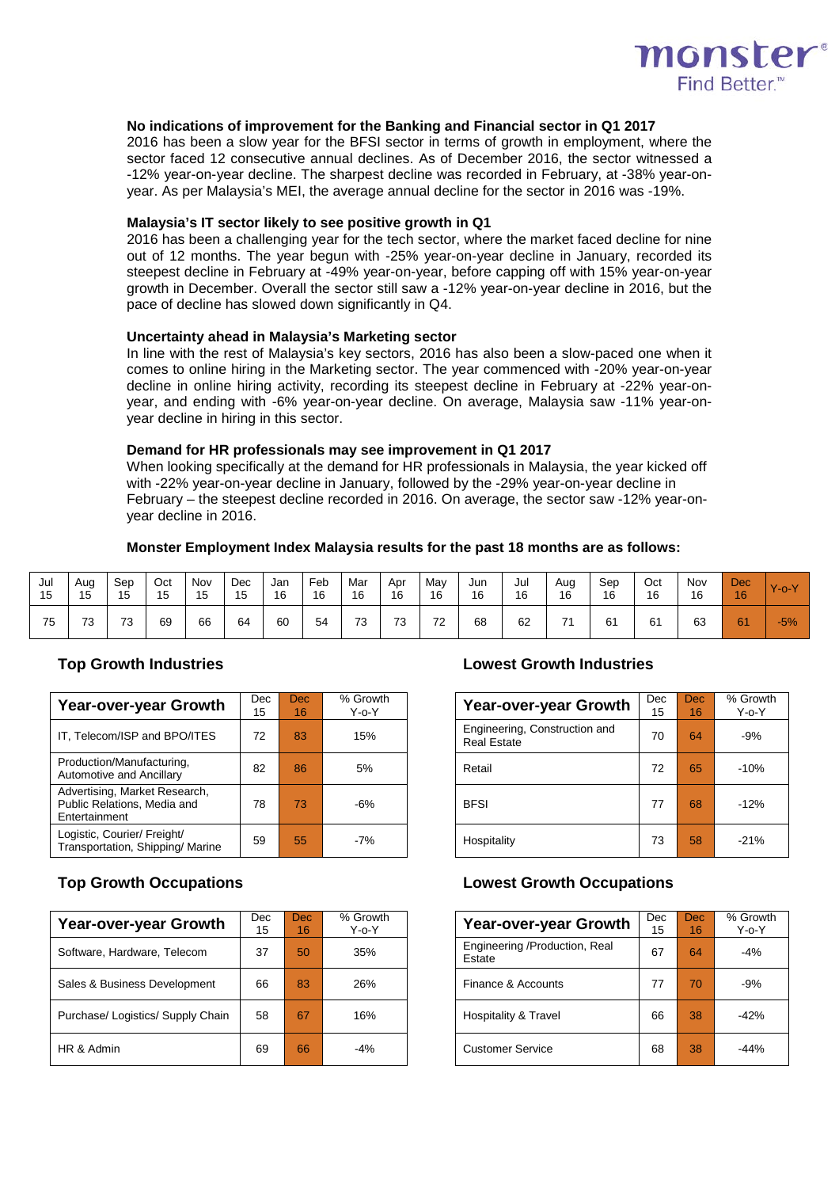**No indications of improvement for the Banking and Financial sector in Q1 2017**

2016 has been a slow year for the BFSI sector in terms of growth in employment, where the sector faced 12 consecutive annual declines. As of December 2016, the sector witnessed a -12% year-on-year decline. The sharpest decline was recorded in February, at -38% year-on-year. As per Malaysia's MEI, the average annual decline for the sector in 2016 was -19%.

**Malaysia's IT sector likely to see positive growth in Q1**

2016 has been a challenging year for the tech sector, where the market faced decline for nine out of 12 months. The year begun with -25% year-on-year decline in January, recorded its steepest decline in February at -49% year-on-year, before capping off with 15% year-on-year growth in December. Overall the sector still saw a -12% year-on-year decline in 2016, but the pace of decline has slowed down significantly in Q4.

**Uncertainty ahead in Malaysia's Marketing sector**

In line with the rest of Malaysia's key sectors, 2016 has also been a slow-paced one when it comes to online hiring in the Marketing sector. The year commenced with -20% year-on-year decline in online hiring activity, recording its steepest decline in February at -22% year-on-year, and ending with -6% year-on-year decline. On average, Malaysia saw -11% year-on-year decline in hiring in this sector.

**Demand for HR professionals may see improvement in Q1 2017**

When looking specifically at the demand for HR professionals in Malaysia, the year kicked off with -22% year-on-year decline in January, followed by the -29% year-on-year decline in February – the steepest decline recorded in 2016. On average, the sector saw -12% year-on-year decline in 2016.

**Monster Employment Index Malaysia results for the past 18 months are as follows:**

| Jul 15 | Aug 15 | Sep 15 | Oct 15 | Nov 15 | Dec 15 | Jan 16 | Feb 16 | Mar 16 | Apr 16 | May 16 | Jun 16 | Jul 16 | Aug 16 | Sep 16 | Oct 16 | Nov 16 | Dec 16 | Y-o-Y |
|---|---|---|---|---|---|---|---|---|---|---|---|---|---|---|---|---|---|---|
| 75 | 73 | 73 | 69 | 66 | 64 | 60 | 54 | 73 | 73 | 72 | 68 | 62 | 71 | 61 | 61 | 63 | 61 | -5% |

## Top Growth Industries

| Year-over-year Growth | Dec 15 | Dec 16 | % Growth Y-o-Y |
|---|---|---|---|
| IT, Telecom/ISP and BPO/ITES | 72 | 83 | 15% |
| Production/Manufacturing, Automotive and Ancillary | 82 | 86 | 5% |
| Advertising, Market Research, Public Relations, Media and Entertainment | 78 | 73 | -6% |
| Logistic, Courier/ Freight/ Transportation, Shipping/ Marine | 59 | 55 | -7% |

## Lowest Growth Industries

| Year-over-year Growth | Dec 15 | Dec 16 | % Growth Y-o-Y |
|---|---|---|---|
| Engineering, Construction and Real Estate | 70 | 64 | -9% |
| Retail | 72 | 65 | -10% |
| BFSI | 77 | 68 | -12% |
| Hospitality | 73 | 58 | -21% |

## Top Growth Occupations

| Year-over-year Growth | Dec 15 | Dec 16 | % Growth Y-o-Y |
|---|---|---|---|
| Software, Hardware, Telecom | 37 | 50 | 35% |
| Sales & Business Development | 66 | 83 | 26% |
| Purchase/ Logistics/ Supply Chain | 58 | 67 | 16% |
| HR & Admin | 69 | 66 | -4% |

## Lowest Growth Occupations

| Year-over-year Growth | Dec 15 | Dec 16 | % Growth Y-o-Y |
|---|---|---|---|
| Engineering /Production, Real Estate | 67 | 64 | -4% |
| Finance & Accounts | 77 | 70 | -9% |
| Hospitality & Travel | 66 | 38 | -42% |
| Customer Service | 68 | 38 | -44% |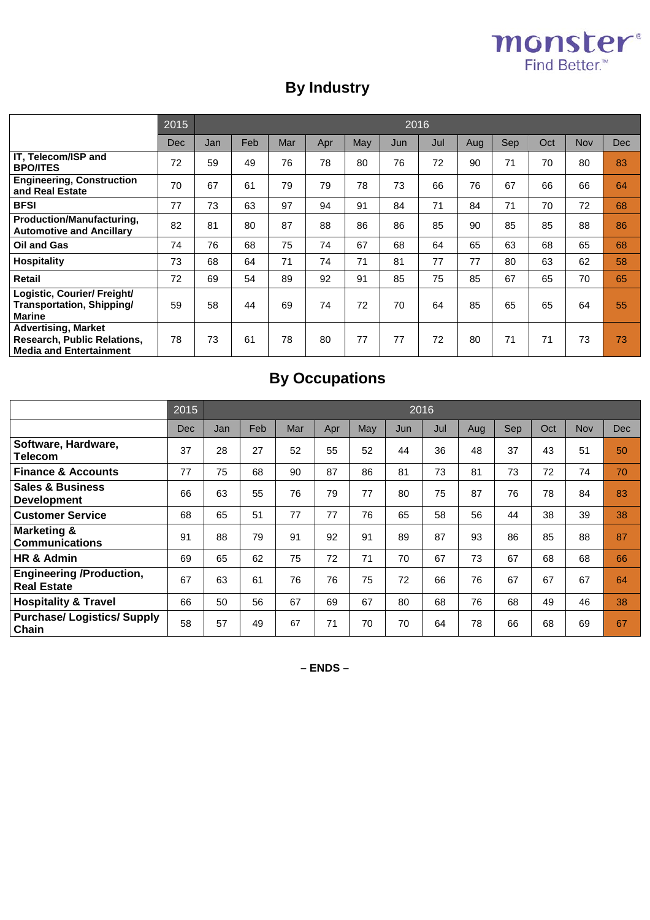## By Industry

| | 2015 | 2016 | | | | | | | | | | | |
|---|---|---|---|---|---|---|---|---|---|---|---|---|---|
| | Dec | Jan | Feb | Mar | Apr | May | Jun | Jul | Aug | Sep | Oct | Nov | Dec |
| **IT, Telecom/ISP and BPO/ITES** | 72 | 59 | 49 | 76 | 78 | 80 | 76 | 72 | 90 | 71 | 70 | 80 | 83 |
| **Engineering, Construction and Real Estate** | 70 | 67 | 61 | 79 | 79 | 78 | 73 | 66 | 76 | 67 | 66 | 66 | 64 |
| **BFSI** | 77 | 73 | 63 | 97 | 94 | 91 | 84 | 71 | 84 | 71 | 70 | 72 | 68 |
| **Production/Manufacturing, Automotive and Ancillary** | 82 | 81 | 80 | 87 | 88 | 86 | 86 | 85 | 90 | 85 | 85 | 88 | 86 |
| **Oil and Gas** | 74 | 76 | 68 | 75 | 74 | 67 | 68 | 64 | 65 | 63 | 68 | 65 | 68 |
| **Hospitality** | 73 | 68 | 64 | 71 | 74 | 71 | 81 | 77 | 77 | 80 | 63 | 62 | 58 |
| **Retail** | 72 | 69 | 54 | 89 | 92 | 91 | 85 | 75 | 85 | 67 | 65 | 70 | 65 |
| **Logistic, Courier/ Freight/ Transportation, Shipping/ Marine** | 59 | 58 | 44 | 69 | 74 | 72 | 70 | 64 | 85 | 65 | 65 | 64 | 55 |
| **Advertising, Market Research, Public Relations, Media and Entertainment** | 78 | 73 | 61 | 78 | 80 | 77 | 77 | 72 | 80 | 71 | 71 | 73 | 73 |

## By Occupations

| | 2015 | 2016 | | | | | | | | | | | |
|---|---|---|---|---|---|---|---|---|---|---|---|---|---|
| | Dec | Jan | Feb | Mar | Apr | May | Jun | Jul | Aug | Sep | Oct | Nov | Dec |
| **Software, Hardware, Telecom** | 37 | 28 | 27 | 52 | 55 | 52 | 44 | 36 | 48 | 37 | 43 | 51 | 50 |
| **Finance & Accounts** | 77 | 75 | 68 | 90 | 87 | 86 | 81 | 73 | 81 | 73 | 72 | 74 | 70 |
| **Sales & Business Development** | 66 | 63 | 55 | 76 | 79 | 77 | 80 | 75 | 87 | 76 | 78 | 84 | 83 |
| **Customer Service** | 68 | 65 | 51 | 77 | 77 | 76 | 65 | 58 | 56 | 44 | 38 | 39 | 38 |
| **Marketing & Communications** | 91 | 88 | 79 | 91 | 92 | 91 | 89 | 87 | 93 | 86 | 85 | 88 | 87 |
| **HR & Admin** | 69 | 65 | 62 | 75 | 72 | 71 | 70 | 67 | 73 | 67 | 68 | 68 | 66 |
| **Engineering /Production, Real Estate** | 67 | 63 | 61 | 76 | 76 | 75 | 72 | 66 | 76 | 67 | 67 | 67 | 64 |
| **Hospitality & Travel** | 66 | 50 | 56 | 67 | 69 | 67 | 80 | 68 | 76 | 68 | 49 | 46 | 38 |
| **Purchase/ Logistics/ Supply Chain** | 58 | 57 | 49 | 67 | 71 | 70 | 70 | 64 | 78 | 66 | 68 | 69 | 67 |

**– ENDS –**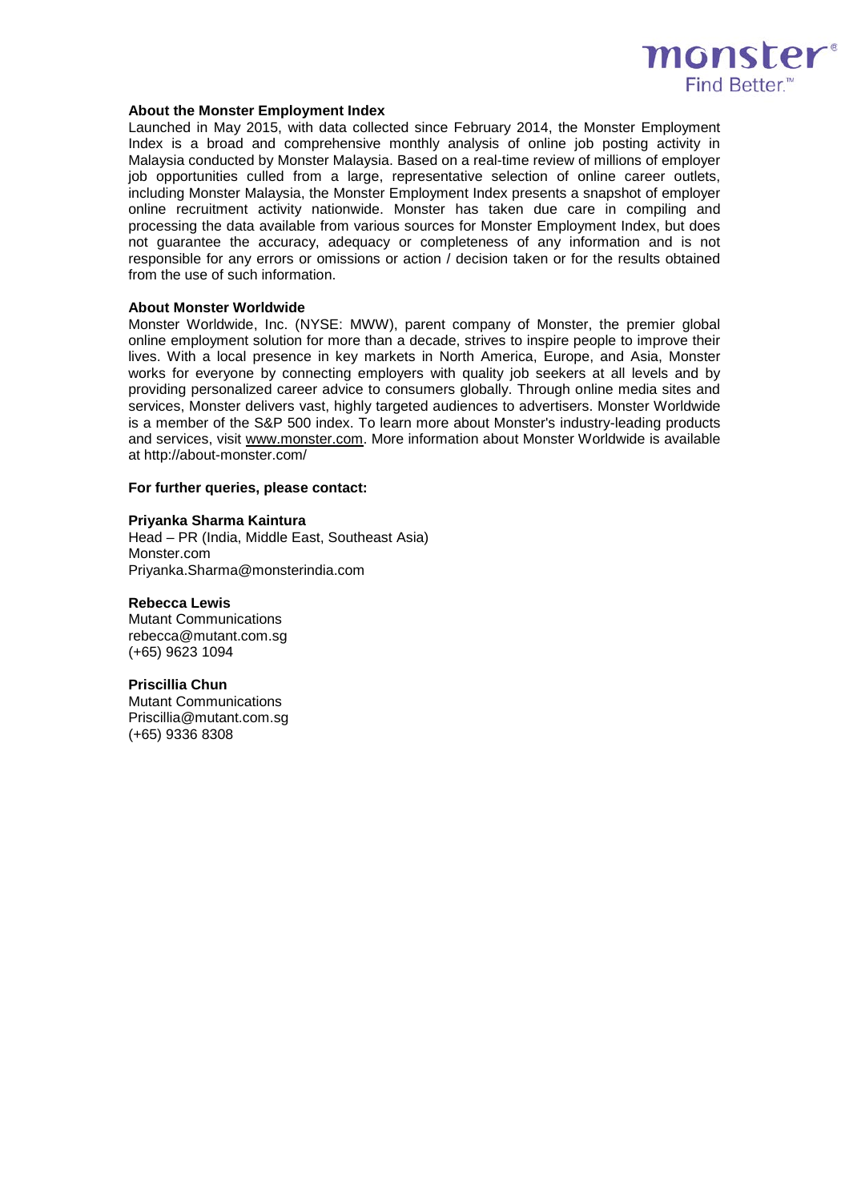**About the Monster Employment Index**

Launched in May 2015, with data collected since February 2014, the Monster Employment Index is a broad and comprehensive monthly analysis of online job posting activity in Malaysia conducted by Monster Malaysia. Based on a real-time review of millions of employer job opportunities culled from a large, representative selection of online career outlets, including Monster Malaysia, the Monster Employment Index presents a snapshot of employer online recruitment activity nationwide. Monster has taken due care in compiling and processing the data available from various sources for Monster Employment Index, but does not guarantee the accuracy, adequacy or completeness of any information and is not responsible for any errors or omissions or action / decision taken or for the results obtained from the use of such information.

**About Monster Worldwide**

Monster Worldwide, Inc. (NYSE: MWW), parent company of Monster, the premier global online employment solution for more than a decade, strives to inspire people to improve their lives. With a local presence in key markets in North America, Europe, and Asia, Monster works for everyone by connecting employers with quality job seekers at all levels and by providing personalized career advice to consumers globally. Through online media sites and services, Monster delivers vast, highly targeted audiences to advertisers. Monster Worldwide is a member of the S&P 500 index. To learn more about Monster's industry-leading products and services, visit www.monster.com. More information about Monster Worldwide is available at http://about-monster.com/

**For further queries, please contact:**

**Priyanka Sharma Kaintura**
Head – PR (India, Middle East, Southeast Asia)
Monster.com
Priyanka.Sharma@monsterindia.com

**Rebecca Lewis**
Mutant Communications
rebecca@mutant.com.sg
(+65) 9623 1094

**Priscillia Chun**
Mutant Communications
Priscillia@mutant.com.sg
(+65) 9336 8308